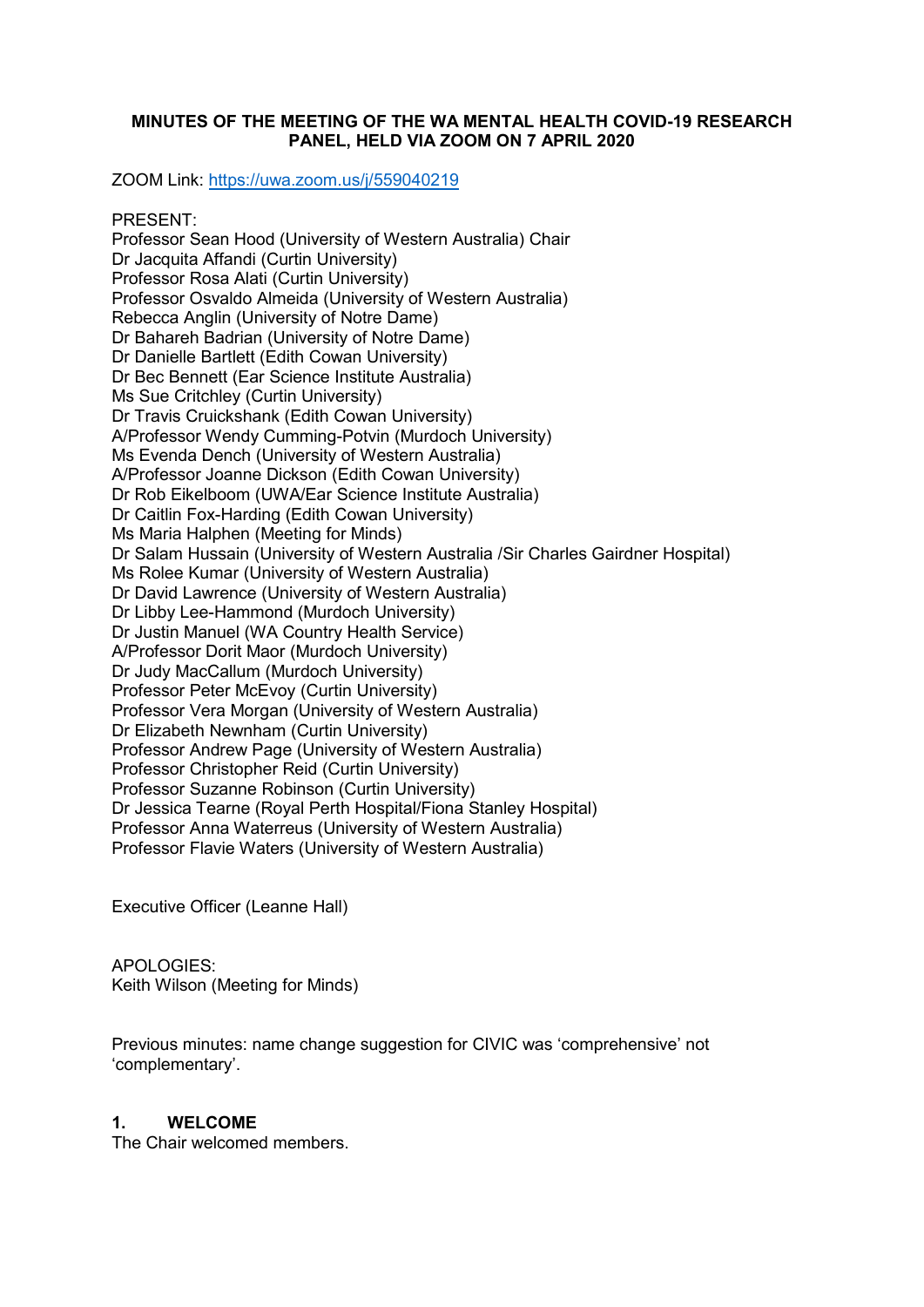**MINUTES OF THE MEETING OF THE WA MENTAL HEALTH COVID-19 RESEARCH PANEL, HELD VIA ZOOM ON 7 APRIL 2020**

ZOOM Link: https://uwa.zoom.us/j/559040219

PRESENT:
Professor Sean Hood (University of Western Australia) Chair
Dr Jacquita Affandi (Curtin University)
Professor Rosa Alati (Curtin University)
Professor Osvaldo Almeida (University of Western Australia)
Rebecca Anglin (University of Notre Dame)
Dr Bahareh Badrian (University of Notre Dame)
Dr Danielle Bartlett (Edith Cowan University)
Dr Bec Bennett (Ear Science Institute Australia)
Ms Sue Critchley (Curtin University)
Dr Travis Cruickshank (Edith Cowan University)
A/Professor Wendy Cumming-Potvin (Murdoch University)
Ms Evenda Dench (University of Western Australia)
A/Professor Joanne Dickson (Edith Cowan University)
Dr Rob Eikelboom (UWA/Ear Science Institute Australia)
Dr Caitlin Fox-Harding (Edith Cowan University)
Ms Maria Halphen (Meeting for Minds)
Dr Salam Hussain (University of Western Australia /Sir Charles Gairdner Hospital)
Ms Rolee Kumar (University of Western Australia)
Dr David Lawrence (University of Western Australia)
Dr Libby Lee-Hammond (Murdoch University)
Dr Justin Manuel (WA Country Health Service)
A/Professor Dorit Maor (Murdoch University)
Dr Judy MacCallum (Murdoch University)
Professor Peter McEvoy (Curtin University)
Professor Vera Morgan (University of Western Australia)
Dr Elizabeth Newnham (Curtin University)
Professor Andrew Page (University of Western Australia)
Professor Christopher Reid (Curtin University)
Professor Suzanne Robinson (Curtin University)
Dr Jessica Tearne (Royal Perth Hospital/Fiona Stanley Hospital)
Professor Anna Waterreus (University of Western Australia)
Professor Flavie Waters (University of Western Australia)

Executive Officer (Leanne Hall)

APOLOGIES:
Keith Wilson (Meeting for Minds)

Previous minutes: name change suggestion for CIVIC was 'comprehensive' not 'complementary'.

## 1. WELCOME

The Chair welcomed members.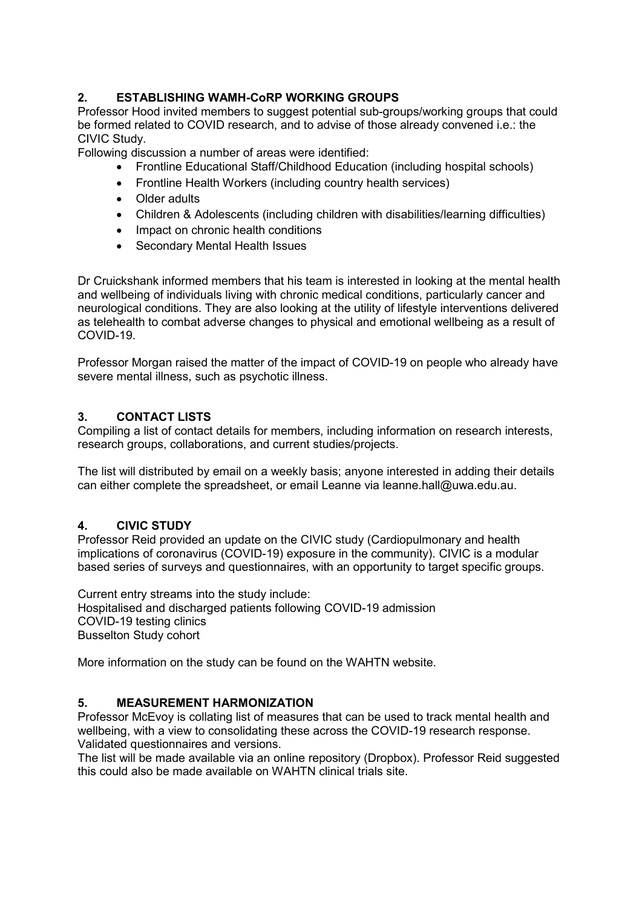## 2. ESTABLISHING WAMH-CoRP WORKING GROUPS

Professor Hood invited members to suggest potential sub-groups/working groups that could be formed related to COVID research, and to advise of those already convened i.e.: the CIVIC Study.

Following discussion a number of areas were identified:

- Frontline Educational Staff/Childhood Education (including hospital schools)
- Frontline Health Workers (including country health services)
- Older adults
- Children & Adolescents (including children with disabilities/learning difficulties)
- Impact on chronic health conditions
- Secondary Mental Health Issues

Dr Cruickshank informed members that his team is interested in looking at the mental health and wellbeing of individuals living with chronic medical conditions, particularly cancer and neurological conditions. They are also looking at the utility of lifestyle interventions delivered as telehealth to combat adverse changes to physical and emotional wellbeing as a result of COVID-19.

Professor Morgan raised the matter of the impact of COVID-19 on people who already have severe mental illness, such as psychotic illness.

## 3. CONTACT LISTS

Compiling a list of contact details for members, including information on research interests, research groups, collaborations, and current studies/projects.

The list will distributed by email on a weekly basis; anyone interested in adding their details can either complete the spreadsheet, or email Leanne via leanne.hall@uwa.edu.au.

## 4. CIVIC STUDY

Professor Reid provided an update on the CIVIC study (Cardiopulmonary and health implications of coronavirus (COVID-19) exposure in the community). CIVIC is a modular based series of surveys and questionnaires, with an opportunity to target specific groups.

Current entry streams into the study include:
Hospitalised and discharged patients following COVID-19 admission
COVID-19 testing clinics
Busselton Study cohort

More information on the study can be found on the WAHTN website.

## 5. MEASUREMENT HARMONIZATION

Professor McEvoy is collating list of measures that can be used to track mental health and wellbeing, with a view to consolidating these across the COVID-19 research response. Validated questionnaires and versions.

The list will be made available via an online repository (Dropbox). Professor Reid suggested this could also be made available on WAHTN clinical trials site.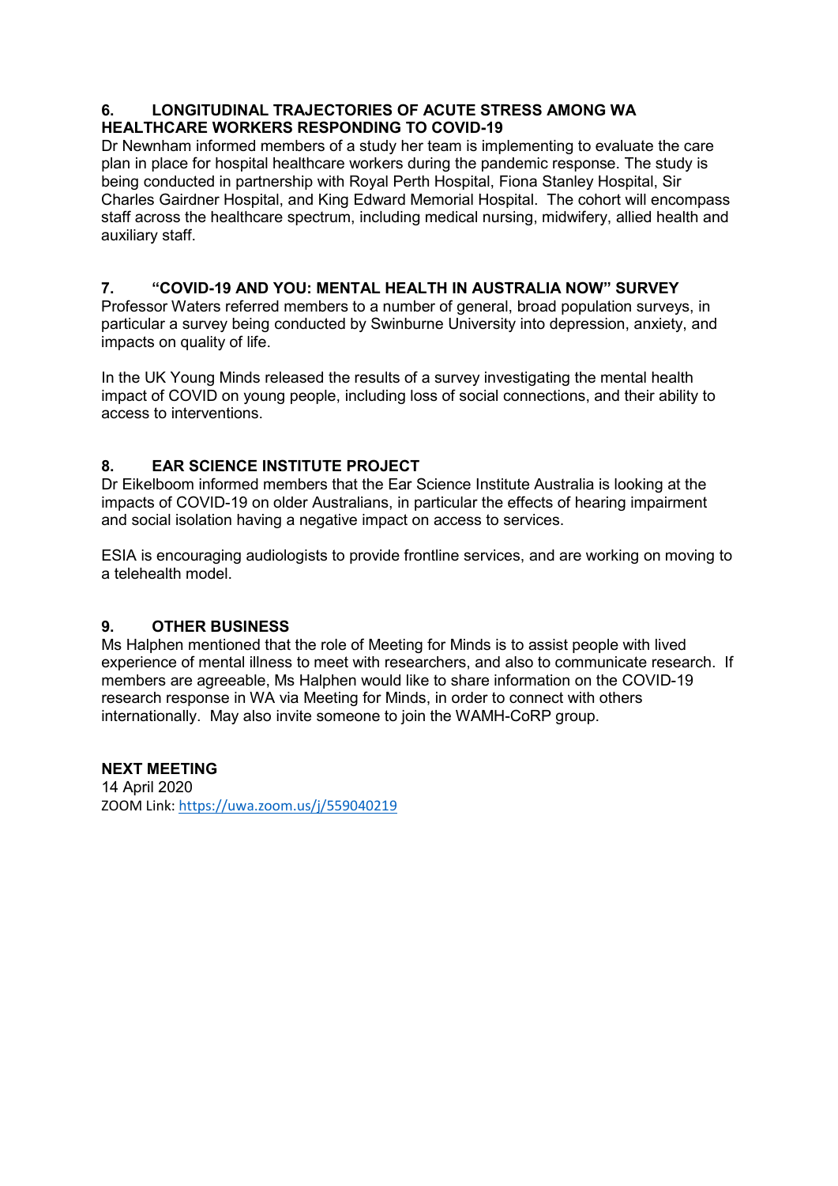## 6. LONGITUDINAL TRAJECTORIES OF ACUTE STRESS AMONG WA HEALTHCARE WORKERS RESPONDING TO COVID-19

Dr Newnham informed members of a study her team is implementing to evaluate the care plan in place for hospital healthcare workers during the pandemic response. The study is being conducted in partnership with Royal Perth Hospital, Fiona Stanley Hospital, Sir Charles Gairdner Hospital, and King Edward Memorial Hospital. The cohort will encompass staff across the healthcare spectrum, including medical nursing, midwifery, allied health and auxiliary staff.

## 7. "COVID-19 AND YOU: MENTAL HEALTH IN AUSTRALIA NOW" SURVEY

Professor Waters referred members to a number of general, broad population surveys, in particular a survey being conducted by Swinburne University into depression, anxiety, and impacts on quality of life.

In the UK Young Minds released the results of a survey investigating the mental health impact of COVID on young people, including loss of social connections, and their ability to access to interventions.

## 8. EAR SCIENCE INSTITUTE PROJECT

Dr Eikelboom informed members that the Ear Science Institute Australia is looking at the impacts of COVID-19 on older Australians, in particular the effects of hearing impairment and social isolation having a negative impact on access to services.

ESIA is encouraging audiologists to provide frontline services, and are working on moving to a telehealth model.

## 9. OTHER BUSINESS

Ms Halphen mentioned that the role of Meeting for Minds is to assist people with lived experience of mental illness to meet with researchers, and also to communicate research. If members are agreeable, Ms Halphen would like to share information on the COVID-19 research response in WA via Meeting for Minds, in order to connect with others internationally. May also invite someone to join the WAMH-CoRP group.

## NEXT MEETING

14 April 2020
ZOOM Link: https://uwa.zoom.us/j/559040219